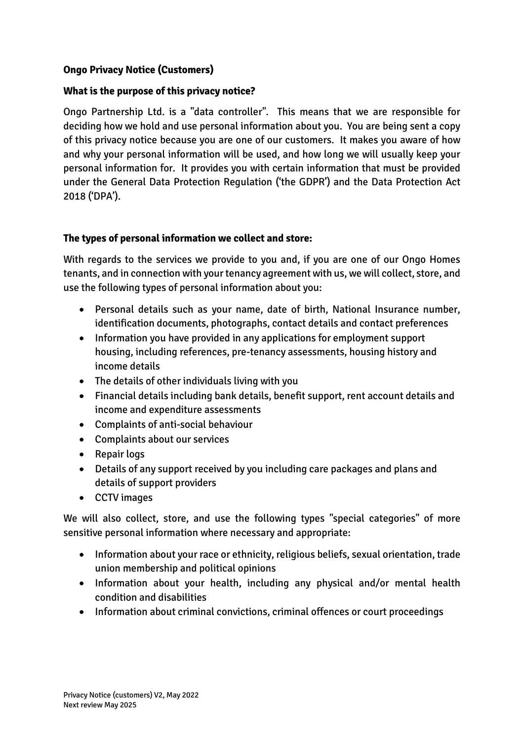# Ongo Privacy Notice (Customers)

## What is the purpose of this privacy notice?

Ongo Partnership Ltd. is a "data controller". This means that we are responsible for deciding how we hold and use personal information about you. You are being sent a copy of this privacy notice because you are one of our customers. It makes you aware of how and why your personal information will be used, and how long we will usually keep your personal information for. It provides you with certain information that must be provided under the General Data Protection Regulation ('the GDPR') and the Data Protection Act 2018 ('DPA').

## The types of personal information we collect and store:

With regards to the services we provide to you and, if you are one of our Ongo Homes tenants, and in connection with your tenancy agreement with us, we will collect, store, and use the following types of personal information about you:

- Personal details such as your name, date of birth, National Insurance number, identification documents, photographs, contact details and contact preferences
- Information you have provided in any applications for employment support housing, including references, pre-tenancy assessments, housing history and income details
- The details of other individuals living with you
- Financial details including bank details, benefit support, rent account details and income and expenditure assessments
- Complaints of anti-social behaviour
- Complaints about our services
- Repair logs
- Details of any support received by you including care packages and plans and details of support providers
- CCTV images

We will also collect, store, and use the following types "special categories" of more sensitive personal information where necessary and appropriate:

- Information about your race or ethnicity, religious beliefs, sexual orientation, trade union membership and political opinions
- Information about your health, including any physical and/or mental health condition and disabilities
- Information about criminal convictions, criminal offences or court proceedings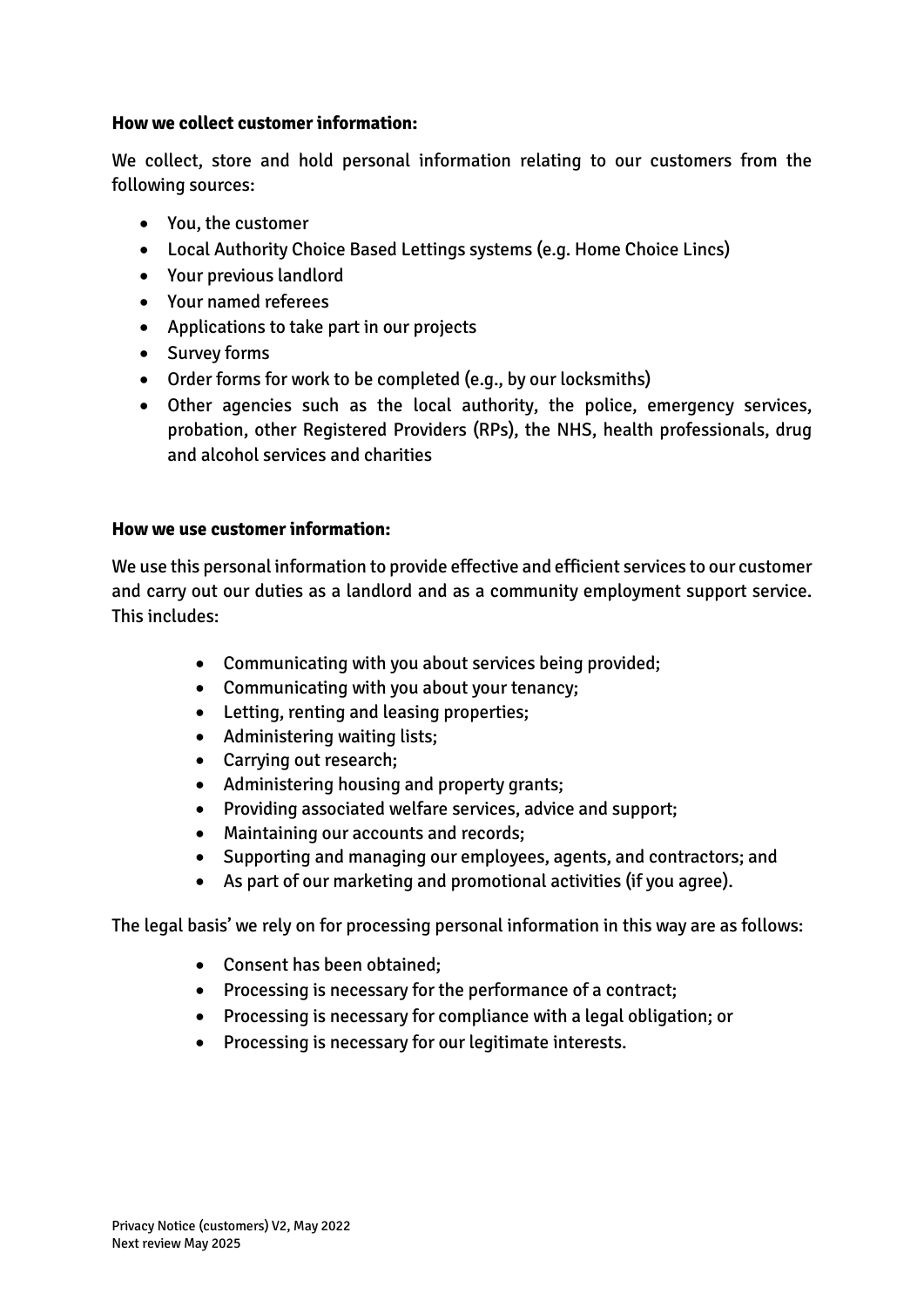**How we collect customer information:**

We collect, store and hold personal information relating to our customers from the following sources:

- You, the customer
- Local Authority Choice Based Lettings systems (e.g. Home Choice Lincs)
- Your previous landlord
- Your named referees
- Applications to take part in our projects
- Survey forms
- Order forms for work to be completed (e.g., by our locksmiths)
- Other agencies such as the local authority, the police, emergency services, probation, other Registered Providers (RPs), the NHS, health professionals, drug and alcohol services and charities

**How we use customer information:**

We use this personal information to provide effective and efficient services to our customer and carry out our duties as a landlord and as a community employment support service. This includes:

- Communicating with you about services being provided;
- Communicating with you about your tenancy;
- Letting, renting and leasing properties;
- Administering waiting lists;
- Carrying out research;
- Administering housing and property grants;
- Providing associated welfare services, advice and support;
- Maintaining our accounts and records;
- Supporting and managing our employees, agents, and contractors; and
- As part of our marketing and promotional activities (if you agree).

The legal basis' we rely on for processing personal information in this way are as follows:

- Consent has been obtained;
- Processing is necessary for the performance of a contract;
- Processing is necessary for compliance with a legal obligation; or
- Processing is necessary for our legitimate interests.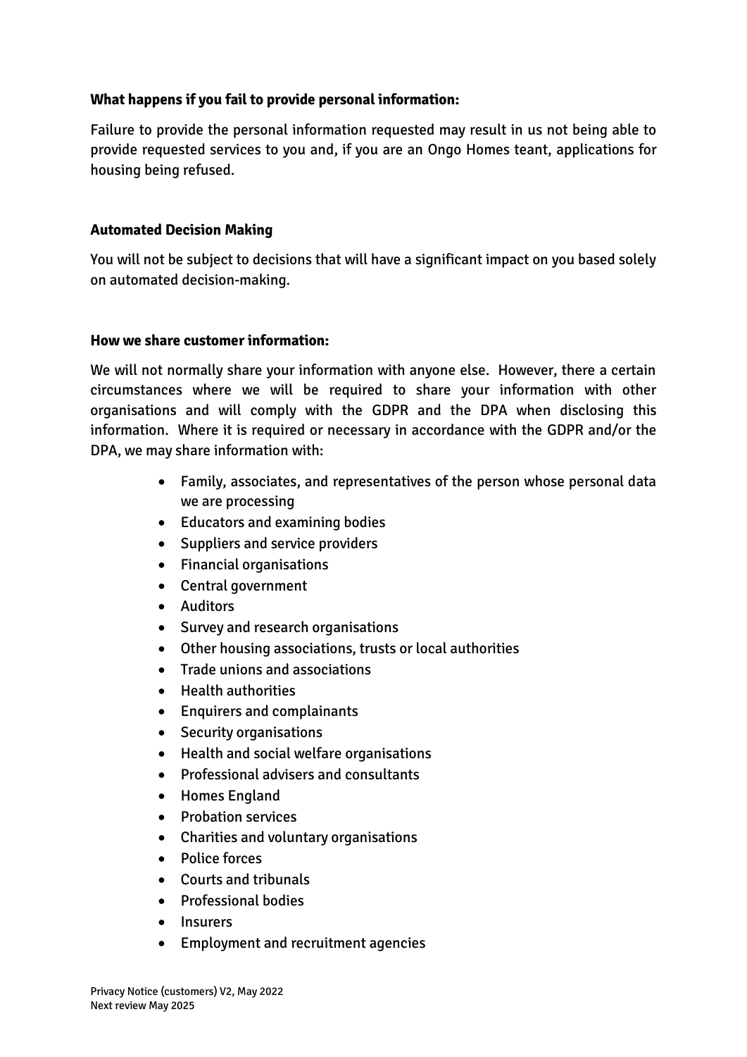**What happens if you fail to provide personal information:**

Failure to provide the personal information requested may result in us not being able to provide requested services to you and, if you are an Ongo Homes teant, applications for housing being refused.

**Automated Decision Making**

You will not be subject to decisions that will have a significant impact on you based solely on automated decision-making.

**How we share customer information:**

We will not normally share your information with anyone else. However, there a certain circumstances where we will be required to share your information with other organisations and will comply with the GDPR and the DPA when disclosing this information. Where it is required or necessary in accordance with the GDPR and/or the DPA, we may share information with:

- Family, associates, and representatives of the person whose personal data we are processing
- Educators and examining bodies
- Suppliers and service providers
- Financial organisations
- Central government
- Auditors
- Survey and research organisations
- Other housing associations, trusts or local authorities
- Trade unions and associations
- Health authorities
- Enquirers and complainants
- Security organisations
- Health and social welfare organisations
- Professional advisers and consultants
- Homes England
- Probation services
- Charities and voluntary organisations
- Police forces
- Courts and tribunals
- Professional bodies
- Insurers
- Employment and recruitment agencies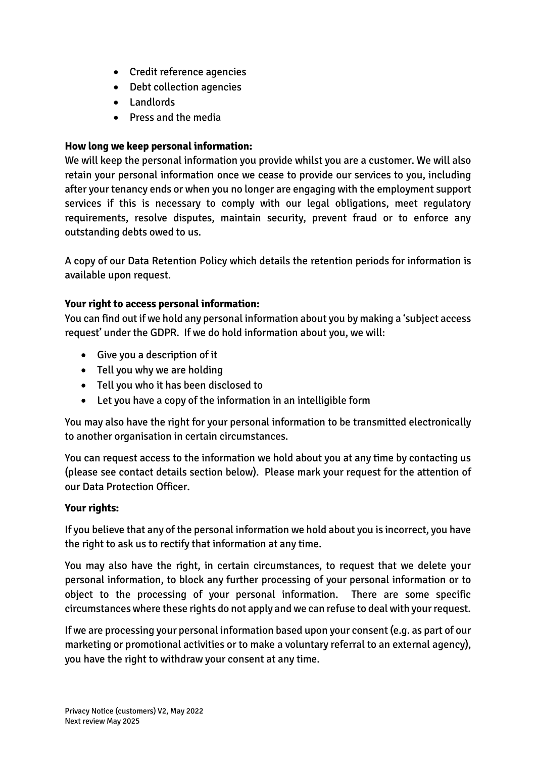- Credit reference agencies
- Debt collection agencies
- Landlords
- Press and the media

**How long we keep personal information:**

We will keep the personal information you provide whilst you are a customer. We will also retain your personal information once we cease to provide our services to you, including after your tenancy ends or when you no longer are engaging with the employment support services if this is necessary to comply with our legal obligations, meet regulatory requirements, resolve disputes, maintain security, prevent fraud or to enforce any outstanding debts owed to us.

A copy of our Data Retention Policy which details the retention periods for information is available upon request.

**Your right to access personal information:**

You can find out if we hold any personal information about you by making a 'subject access request' under the GDPR. If we do hold information about you, we will:

- Give you a description of it
- Tell you why we are holding
- Tell you who it has been disclosed to
- Let you have a copy of the information in an intelligible form

You may also have the right for your personal information to be transmitted electronically to another organisation in certain circumstances.

You can request access to the information we hold about you at any time by contacting us (please see contact details section below). Please mark your request for the attention of our Data Protection Officer.

**Your rights:**

If you believe that any of the personal information we hold about you is incorrect, you have the right to ask us to rectify that information at any time.

You may also have the right, in certain circumstances, to request that we delete your personal information, to block any further processing of your personal information or to object to the processing of your personal information. There are some specific circumstances where these rights do not apply and we can refuse to deal with your request.

If we are processing your personal information based upon your consent (e.g. as part of our marketing or promotional activities or to make a voluntary referral to an external agency), you have the right to withdraw your consent at any time.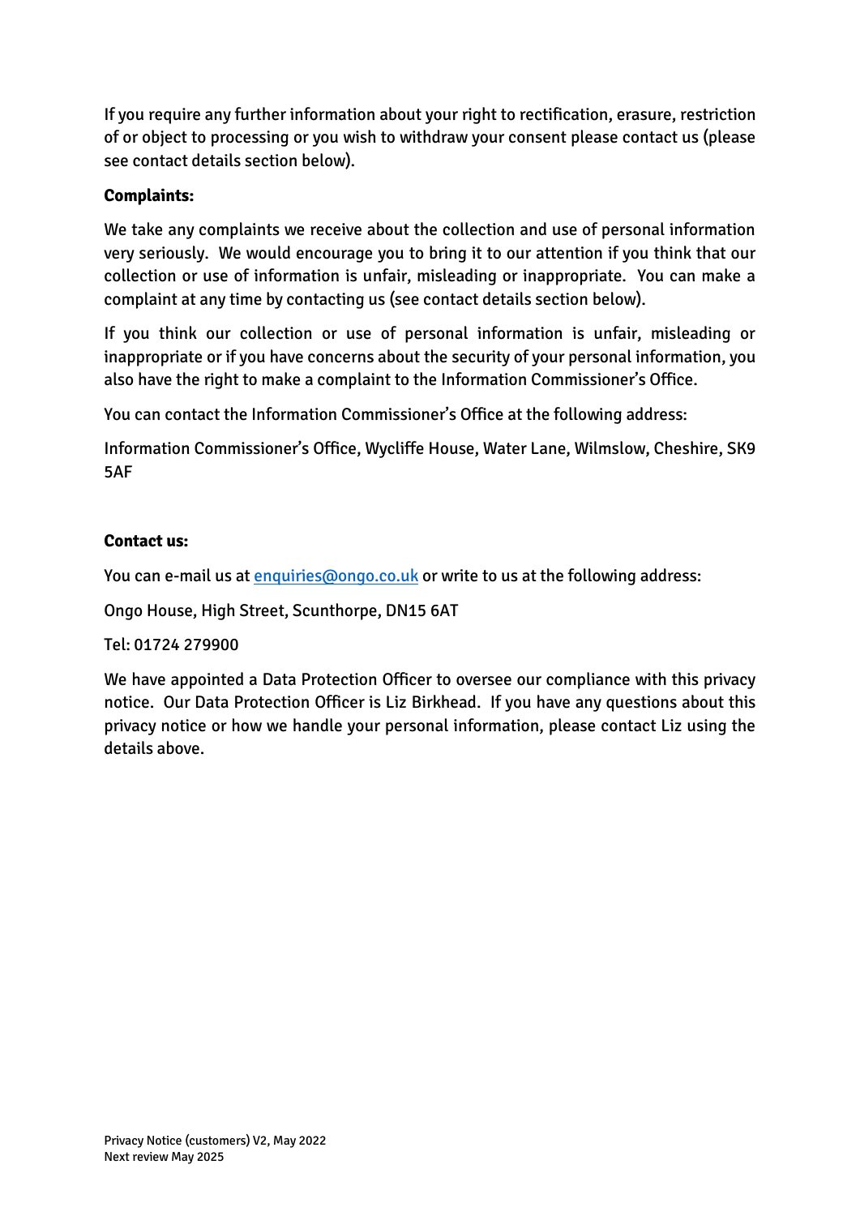If you require any further information about your right to rectification, erasure, restriction of or object to processing or you wish to withdraw your consent please contact us (please see contact details section below).

**Complaints:**

We take any complaints we receive about the collection and use of personal information very seriously. We would encourage you to bring it to our attention if you think that our collection or use of information is unfair, misleading or inappropriate. You can make a complaint at any time by contacting us (see contact details section below).

If you think our collection or use of personal information is unfair, misleading or inappropriate or if you have concerns about the security of your personal information, you also have the right to make a complaint to the Information Commissioner's Office.

You can contact the Information Commissioner's Office at the following address:

Information Commissioner's Office, Wycliffe House, Water Lane, Wilmslow, Cheshire, SK9 5AF

**Contact us:**

You can e-mail us at [enquiries@ongo.co.uk](mailto:enquiries@ongo.co.uk) or write to us at the following address:

Ongo House, High Street, Scunthorpe, DN15 6AT

Tel: 01724 279900

We have appointed a Data Protection Officer to oversee our compliance with this privacy notice. Our Data Protection Officer is Liz Birkhead. If you have any questions about this privacy notice or how we handle your personal information, please contact Liz using the details above.

Privacy Notice (customers) V2, May 2022
Next review May 2025